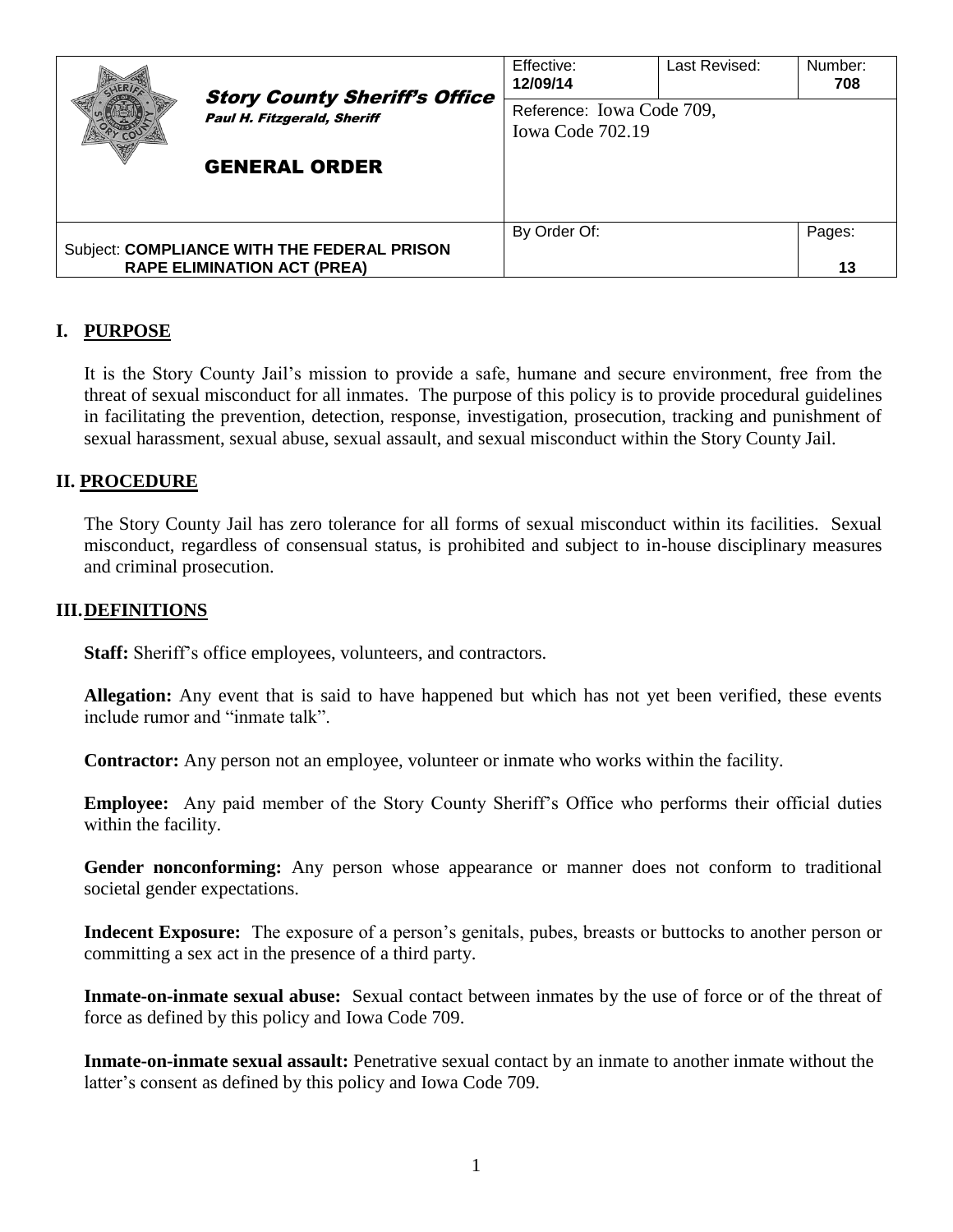| Story County Sheriff's Office<br>Paul H. Fitzgerald, Sheriff<br><br>GENERAL ORDER | Effective:<br>**12/09/14** | Last Revised: | Number:<br>**708** |
|---|---|---|---|
| | Reference: Iowa Code 709, Iowa Code 702.19 | | |
| Subject: **COMPLIANCE WITH THE FEDERAL PRISON RAPE ELIMINATION ACT (PREA)** | By Order Of: | | Pages:<br>**13** |

## I. PURPOSE

It is the Story County Jail's mission to provide a safe, humane and secure environment, free from the threat of sexual misconduct for all inmates. The purpose of this policy is to provide procedural guidelines in facilitating the prevention, detection, response, investigation, prosecution, tracking and punishment of sexual harassment, sexual abuse, sexual assault, and sexual misconduct within the Story County Jail.

## II. PROCEDURE

The Story County Jail has zero tolerance for all forms of sexual misconduct within its facilities. Sexual misconduct, regardless of consensual status, is prohibited and subject to in-house disciplinary measures and criminal prosecution.

## III. DEFINITIONS

**Staff:** Sheriff's office employees, volunteers, and contractors.

**Allegation:** Any event that is said to have happened but which has not yet been verified, these events include rumor and "inmate talk".

**Contractor:** Any person not an employee, volunteer or inmate who works within the facility.

**Employee:** Any paid member of the Story County Sheriff's Office who performs their official duties within the facility.

**Gender nonconforming:** Any person whose appearance or manner does not conform to traditional societal gender expectations.

**Indecent Exposure:** The exposure of a person's genitals, pubes, breasts or buttocks to another person or committing a sex act in the presence of a third party.

**Inmate-on-inmate sexual abuse:** Sexual contact between inmates by the use of force or of the threat of force as defined by this policy and Iowa Code 709.

**Inmate-on-inmate sexual assault:** Penetrative sexual contact by an inmate to another inmate without the latter's consent as defined by this policy and Iowa Code 709.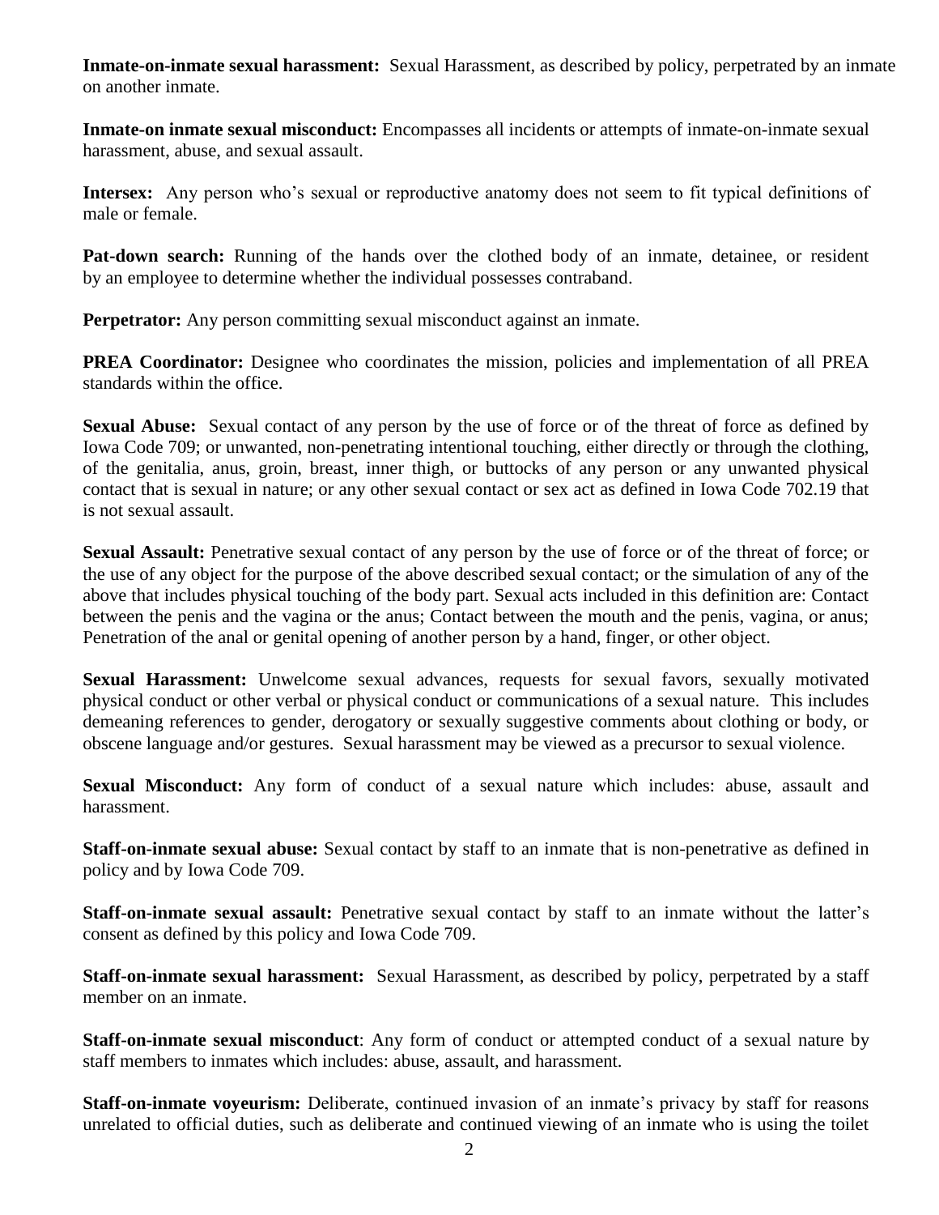**Inmate-on-inmate sexual harassment:** Sexual Harassment, as described by policy, perpetrated by an inmate on another inmate.

**Inmate-on inmate sexual misconduct:** Encompasses all incidents or attempts of inmate-on-inmate sexual harassment, abuse, and sexual assault.

**Intersex:** Any person who's sexual or reproductive anatomy does not seem to fit typical definitions of male or female.

**Pat-down search:** Running of the hands over the clothed body of an inmate, detainee, or resident by an employee to determine whether the individual possesses contraband.

**Perpetrator:** Any person committing sexual misconduct against an inmate.

**PREA Coordinator:** Designee who coordinates the mission, policies and implementation of all PREA standards within the office.

**Sexual Abuse:** Sexual contact of any person by the use of force or of the threat of force as defined by Iowa Code 709; or unwanted, non-penetrating intentional touching, either directly or through the clothing, of the genitalia, anus, groin, breast, inner thigh, or buttocks of any person or any unwanted physical contact that is sexual in nature; or any other sexual contact or sex act as defined in Iowa Code 702.19 that is not sexual assault.

**Sexual Assault:** Penetrative sexual contact of any person by the use of force or of the threat of force; or the use of any object for the purpose of the above described sexual contact; or the simulation of any of the above that includes physical touching of the body part. Sexual acts included in this definition are: Contact between the penis and the vagina or the anus; Contact between the mouth and the penis, vagina, or anus; Penetration of the anal or genital opening of another person by a hand, finger, or other object.

**Sexual Harassment:** Unwelcome sexual advances, requests for sexual favors, sexually motivated physical conduct or other verbal or physical conduct or communications of a sexual nature. This includes demeaning references to gender, derogatory or sexually suggestive comments about clothing or body, or obscene language and/or gestures. Sexual harassment may be viewed as a precursor to sexual violence.

**Sexual Misconduct:** Any form of conduct of a sexual nature which includes: abuse, assault and harassment.

**Staff-on-inmate sexual abuse:** Sexual contact by staff to an inmate that is non-penetrative as defined in policy and by Iowa Code 709.

**Staff-on-inmate sexual assault:** Penetrative sexual contact by staff to an inmate without the latter's consent as defined by this policy and Iowa Code 709.

**Staff-on-inmate sexual harassment:** Sexual Harassment, as described by policy, perpetrated by a staff member on an inmate.

**Staff-on-inmate sexual misconduct**: Any form of conduct or attempted conduct of a sexual nature by staff members to inmates which includes: abuse, assault, and harassment.

**Staff-on-inmate voyeurism:** Deliberate, continued invasion of an inmate's privacy by staff for reasons unrelated to official duties, such as deliberate and continued viewing of an inmate who is using the toilet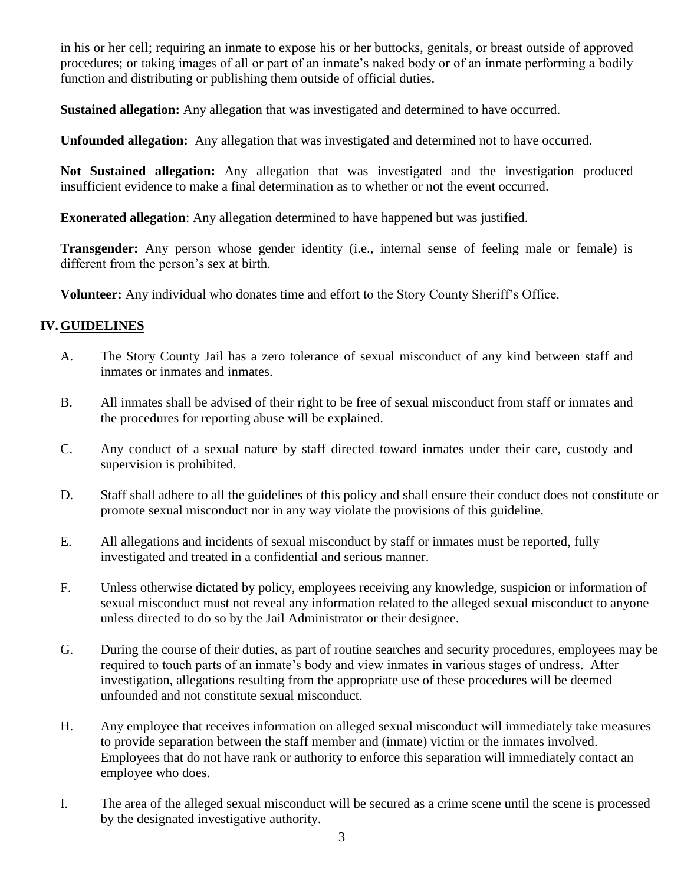in his or her cell; requiring an inmate to expose his or her buttocks, genitals, or breast outside of approved procedures; or taking images of all or part of an inmate's naked body or of an inmate performing a bodily function and distributing or publishing them outside of official duties.

**Sustained allegation:** Any allegation that was investigated and determined to have occurred.

**Unfounded allegation:** Any allegation that was investigated and determined not to have occurred.

**Not Sustained allegation:** Any allegation that was investigated and the investigation produced insufficient evidence to make a final determination as to whether or not the event occurred.

**Exonerated allegation**: Any allegation determined to have happened but was justified.

**Transgender:** Any person whose gender identity (i.e., internal sense of feeling male or female) is different from the person's sex at birth.

**Volunteer:** Any individual who donates time and effort to the Story County Sheriff's Office.

## IV. GUIDELINES

A. The Story County Jail has a zero tolerance of sexual misconduct of any kind between staff and inmates or inmates and inmates.

B. All inmates shall be advised of their right to be free of sexual misconduct from staff or inmates and the procedures for reporting abuse will be explained.

C. Any conduct of a sexual nature by staff directed toward inmates under their care, custody and supervision is prohibited.

D. Staff shall adhere to all the guidelines of this policy and shall ensure their conduct does not constitute or promote sexual misconduct nor in any way violate the provisions of this guideline.

E. All allegations and incidents of sexual misconduct by staff or inmates must be reported, fully investigated and treated in a confidential and serious manner.

F. Unless otherwise dictated by policy, employees receiving any knowledge, suspicion or information of sexual misconduct must not reveal any information related to the alleged sexual misconduct to anyone unless directed to do so by the Jail Administrator or their designee.

G. During the course of their duties, as part of routine searches and security procedures, employees may be required to touch parts of an inmate's body and view inmates in various stages of undress. After investigation, allegations resulting from the appropriate use of these procedures will be deemed unfounded and not constitute sexual misconduct.

H. Any employee that receives information on alleged sexual misconduct will immediately take measures to provide separation between the staff member and (inmate) victim or the inmates involved. Employees that do not have rank or authority to enforce this separation will immediately contact an employee who does.

I. The area of the alleged sexual misconduct will be secured as a crime scene until the scene is processed by the designated investigative authority.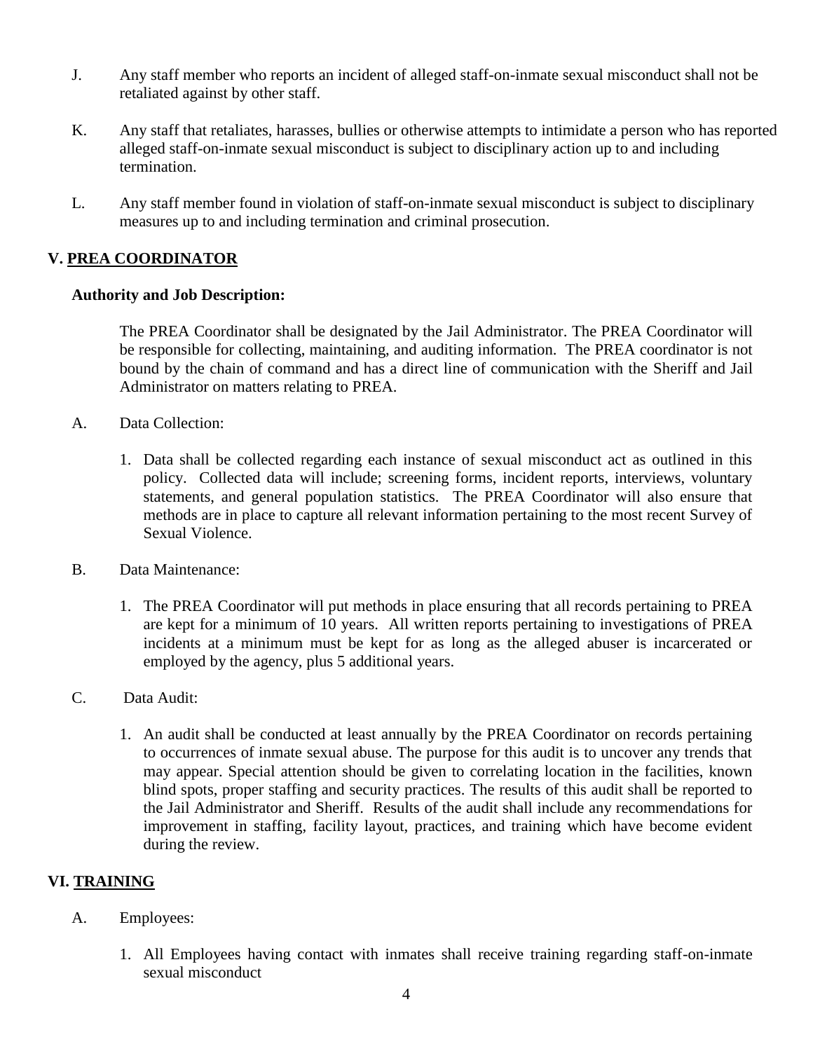J. Any staff member who reports an incident of alleged staff-on-inmate sexual misconduct shall not be retaliated against by other staff.

K. Any staff that retaliates, harasses, bullies or otherwise attempts to intimidate a person who has reported alleged staff-on-inmate sexual misconduct is subject to disciplinary action up to and including termination.

L. Any staff member found in violation of staff-on-inmate sexual misconduct is subject to disciplinary measures up to and including termination and criminal prosecution.

## V. PREA COORDINATOR

**Authority and Job Description:**

The PREA Coordinator shall be designated by the Jail Administrator. The PREA Coordinator will be responsible for collecting, maintaining, and auditing information. The PREA coordinator is not bound by the chain of command and has a direct line of communication with the Sheriff and Jail Administrator on matters relating to PREA.

A. Data Collection:

1. Data shall be collected regarding each instance of sexual misconduct act as outlined in this policy. Collected data will include; screening forms, incident reports, interviews, voluntary statements, and general population statistics. The PREA Coordinator will also ensure that methods are in place to capture all relevant information pertaining to the most recent Survey of Sexual Violence.

B. Data Maintenance:

1. The PREA Coordinator will put methods in place ensuring that all records pertaining to PREA are kept for a minimum of 10 years. All written reports pertaining to investigations of PREA incidents at a minimum must be kept for as long as the alleged abuser is incarcerated or employed by the agency, plus 5 additional years.

C. Data Audit:

1. An audit shall be conducted at least annually by the PREA Coordinator on records pertaining to occurrences of inmate sexual abuse. The purpose for this audit is to uncover any trends that may appear. Special attention should be given to correlating location in the facilities, known blind spots, proper staffing and security practices. The results of this audit shall be reported to the Jail Administrator and Sheriff. Results of the audit shall include any recommendations for improvement in staffing, facility layout, practices, and training which have become evident during the review.

## VI. TRAINING

A. Employees:

1. All Employees having contact with inmates shall receive training regarding staff-on-inmate sexual misconduct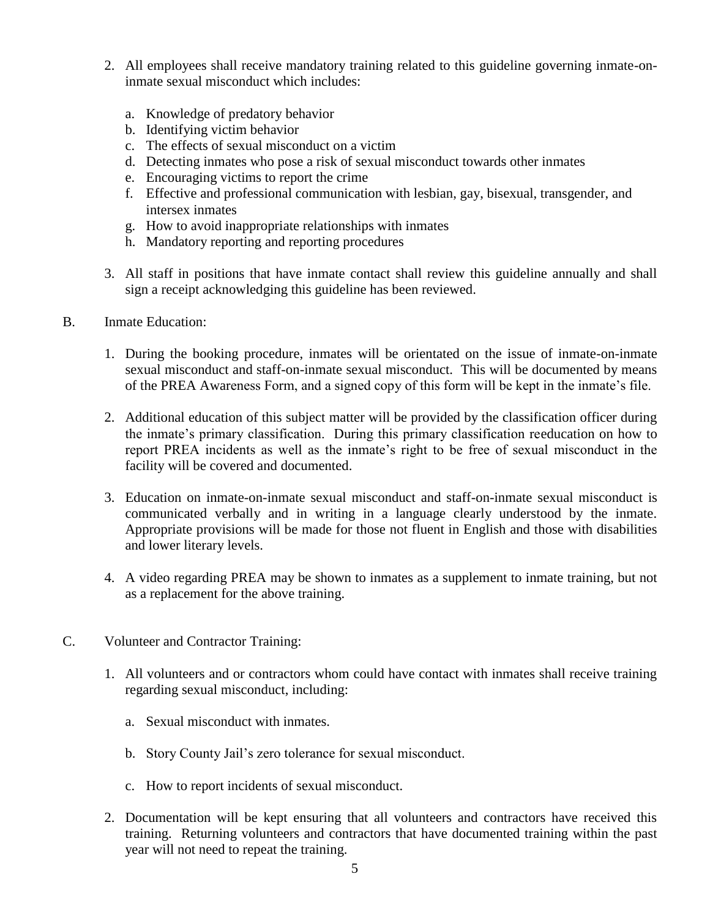2. All employees shall receive mandatory training related to this guideline governing inmate-on-inmate sexual misconduct which includes:

   a. Knowledge of predatory behavior
   b. Identifying victim behavior
   c. The effects of sexual misconduct on a victim
   d. Detecting inmates who pose a risk of sexual misconduct towards other inmates
   e. Encouraging victims to report the crime
   f. Effective and professional communication with lesbian, gay, bisexual, transgender, and intersex inmates
   g. How to avoid inappropriate relationships with inmates
   h. Mandatory reporting and reporting procedures

3. All staff in positions that have inmate contact shall review this guideline annually and shall sign a receipt acknowledging this guideline has been reviewed.

B. Inmate Education:

1. During the booking procedure, inmates will be orientated on the issue of inmate-on-inmate sexual misconduct and staff-on-inmate sexual misconduct. This will be documented by means of the PREA Awareness Form, and a signed copy of this form will be kept in the inmate's file.

2. Additional education of this subject matter will be provided by the classification officer during the inmate's primary classification. During this primary classification reeducation on how to report PREA incidents as well as the inmate's right to be free of sexual misconduct in the facility will be covered and documented.

3. Education on inmate-on-inmate sexual misconduct and staff-on-inmate sexual misconduct is communicated verbally and in writing in a language clearly understood by the inmate. Appropriate provisions will be made for those not fluent in English and those with disabilities and lower literary levels.

4. A video regarding PREA may be shown to inmates as a supplement to inmate training, but not as a replacement for the above training.

C. Volunteer and Contractor Training:

1. All volunteers and or contractors whom could have contact with inmates shall receive training regarding sexual misconduct, including:

   a. Sexual misconduct with inmates.

   b. Story County Jail's zero tolerance for sexual misconduct.

   c. How to report incidents of sexual misconduct.

2. Documentation will be kept ensuring that all volunteers and contractors have received this training. Returning volunteers and contractors that have documented training within the past year will not need to repeat the training.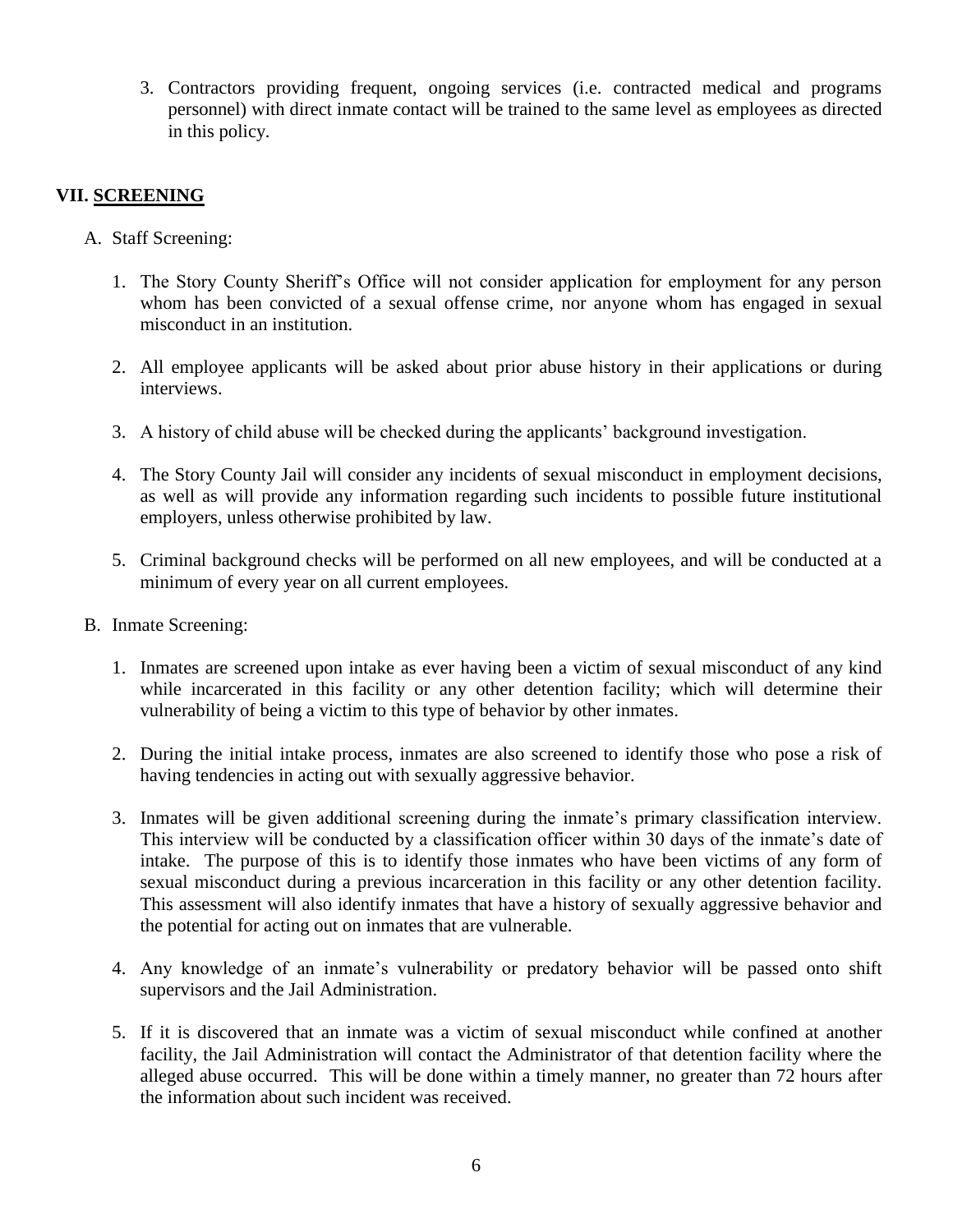3. Contractors providing frequent, ongoing services (i.e. contracted medical and programs personnel) with direct inmate contact will be trained to the same level as employees as directed in this policy.

## VII. SCREENING

A. Staff Screening:

1. The Story County Sheriff's Office will not consider application for employment for any person whom has been convicted of a sexual offense crime, nor anyone whom has engaged in sexual misconduct in an institution.

2. All employee applicants will be asked about prior abuse history in their applications or during interviews.

3. A history of child abuse will be checked during the applicants' background investigation.

4. The Story County Jail will consider any incidents of sexual misconduct in employment decisions, as well as will provide any information regarding such incidents to possible future institutional employers, unless otherwise prohibited by law.

5. Criminal background checks will be performed on all new employees, and will be conducted at a minimum of every year on all current employees.

B. Inmate Screening:

1. Inmates are screened upon intake as ever having been a victim of sexual misconduct of any kind while incarcerated in this facility or any other detention facility; which will determine their vulnerability of being a victim to this type of behavior by other inmates.

2. During the initial intake process, inmates are also screened to identify those who pose a risk of having tendencies in acting out with sexually aggressive behavior.

3. Inmates will be given additional screening during the inmate's primary classification interview. This interview will be conducted by a classification officer within 30 days of the inmate's date of intake. The purpose of this is to identify those inmates who have been victims of any form of sexual misconduct during a previous incarceration in this facility or any other detention facility. This assessment will also identify inmates that have a history of sexually aggressive behavior and the potential for acting out on inmates that are vulnerable.

4. Any knowledge of an inmate's vulnerability or predatory behavior will be passed onto shift supervisors and the Jail Administration.

5. If it is discovered that an inmate was a victim of sexual misconduct while confined at another facility, the Jail Administration will contact the Administrator of that detention facility where the alleged abuse occurred. This will be done within a timely manner, no greater than 72 hours after the information about such incident was received.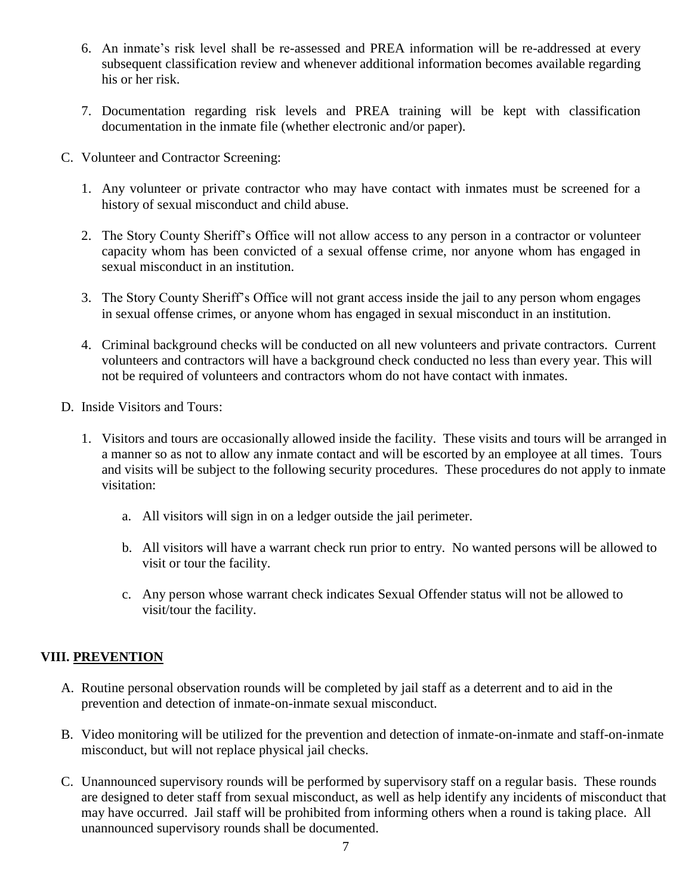6. An inmate's risk level shall be re-assessed and PREA information will be re-addressed at every subsequent classification review and whenever additional information becomes available regarding his or her risk.

7. Documentation regarding risk levels and PREA training will be kept with classification documentation in the inmate file (whether electronic and/or paper).

C. Volunteer and Contractor Screening:

1. Any volunteer or private contractor who may have contact with inmates must be screened for a history of sexual misconduct and child abuse.

2. The Story County Sheriff's Office will not allow access to any person in a contractor or volunteer capacity whom has been convicted of a sexual offense crime, nor anyone whom has engaged in sexual misconduct in an institution.

3. The Story County Sheriff's Office will not grant access inside the jail to any person whom engages in sexual offense crimes, or anyone whom has engaged in sexual misconduct in an institution.

4. Criminal background checks will be conducted on all new volunteers and private contractors. Current volunteers and contractors will have a background check conducted no less than every year. This will not be required of volunteers and contractors whom do not have contact with inmates.

D. Inside Visitors and Tours:

1. Visitors and tours are occasionally allowed inside the facility. These visits and tours will be arranged in a manner so as not to allow any inmate contact and will be escorted by an employee at all times. Tours and visits will be subject to the following security procedures. These procedures do not apply to inmate visitation:

   a. All visitors will sign in on a ledger outside the jail perimeter.

   b. All visitors will have a warrant check run prior to entry. No wanted persons will be allowed to visit or tour the facility.

   c. Any person whose warrant check indicates Sexual Offender status will not be allowed to visit/tour the facility.

## VIII. <u>PREVENTION</u>

A. Routine personal observation rounds will be completed by jail staff as a deterrent and to aid in the prevention and detection of inmate-on-inmate sexual misconduct.

B. Video monitoring will be utilized for the prevention and detection of inmate-on-inmate and staff-on-inmate misconduct, but will not replace physical jail checks.

C. Unannounced supervisory rounds will be performed by supervisory staff on a regular basis. These rounds are designed to deter staff from sexual misconduct, as well as help identify any incidents of misconduct that may have occurred. Jail staff will be prohibited from informing others when a round is taking place. All unannounced supervisory rounds shall be documented.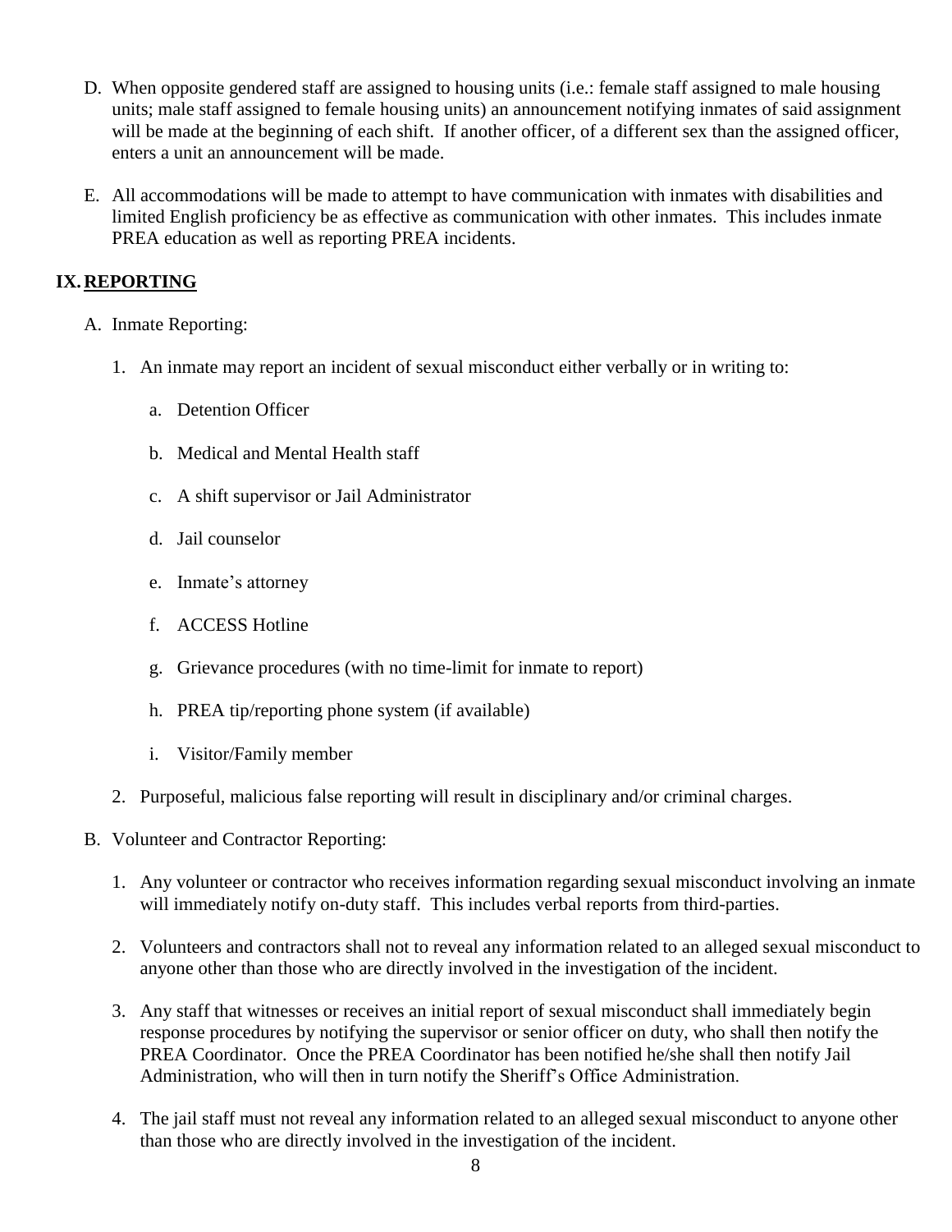D. When opposite gendered staff are assigned to housing units (i.e.: female staff assigned to male housing units; male staff assigned to female housing units) an announcement notifying inmates of said assignment will be made at the beginning of each shift. If another officer, of a different sex than the assigned officer, enters a unit an announcement will be made.

E. All accommodations will be made to attempt to have communication with inmates with disabilities and limited English proficiency be as effective as communication with other inmates. This includes inmate PREA education as well as reporting PREA incidents.

## IX. REPORTING

A. Inmate Reporting:

1. An inmate may report an incident of sexual misconduct either verbally or in writing to:

   a. Detention Officer

   b. Medical and Mental Health staff

   c. A shift supervisor or Jail Administrator

   d. Jail counselor

   e. Inmate's attorney

   f. ACCESS Hotline

   g. Grievance procedures (with no time-limit for inmate to report)

   h. PREA tip/reporting phone system (if available)

   i. Visitor/Family member

2. Purposeful, malicious false reporting will result in disciplinary and/or criminal charges.

B. Volunteer and Contractor Reporting:

1. Any volunteer or contractor who receives information regarding sexual misconduct involving an inmate will immediately notify on-duty staff. This includes verbal reports from third-parties.

2. Volunteers and contractors shall not to reveal any information related to an alleged sexual misconduct to anyone other than those who are directly involved in the investigation of the incident.

3. Any staff that witnesses or receives an initial report of sexual misconduct shall immediately begin response procedures by notifying the supervisor or senior officer on duty, who shall then notify the PREA Coordinator. Once the PREA Coordinator has been notified he/she shall then notify Jail Administration, who will then in turn notify the Sheriff's Office Administration.

4. The jail staff must not reveal any information related to an alleged sexual misconduct to anyone other than those who are directly involved in the investigation of the incident.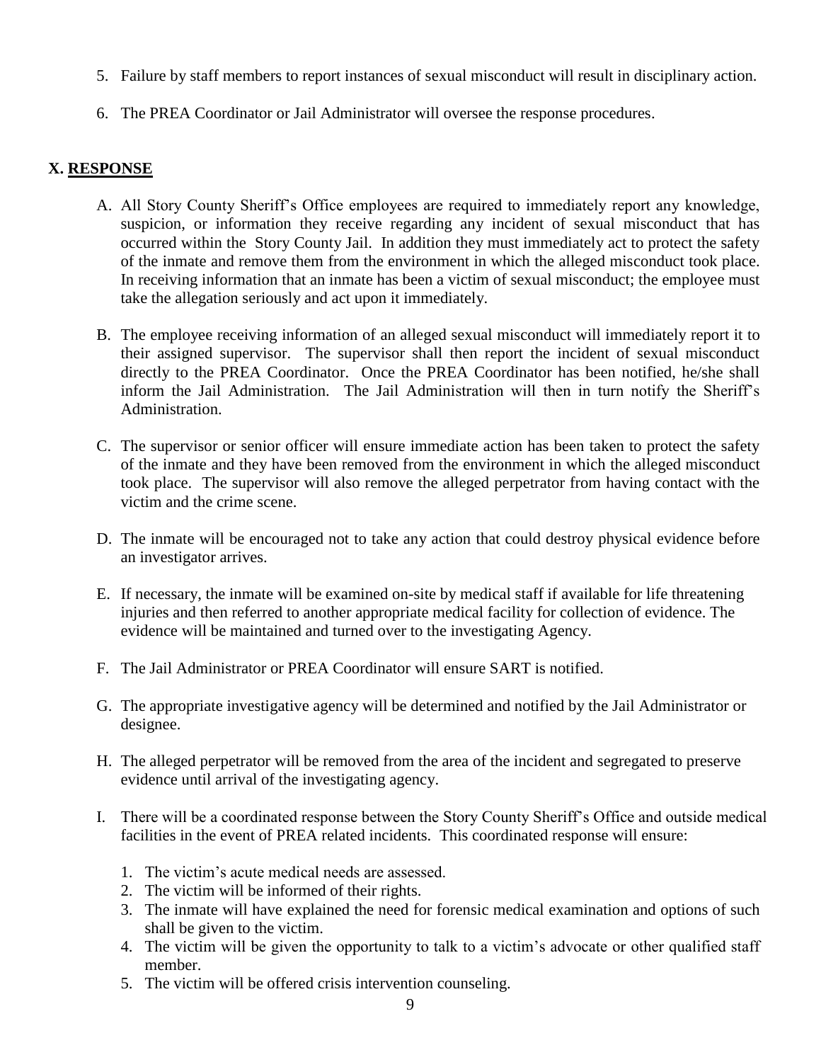5. Failure by staff members to report instances of sexual misconduct will result in disciplinary action.
6. The PREA Coordinator or Jail Administrator will oversee the response procedures.

## X. RESPONSE

A. All Story County Sheriff's Office employees are required to immediately report any knowledge, suspicion, or information they receive regarding any incident of sexual misconduct that has occurred within the Story County Jail. In addition they must immediately act to protect the safety of the inmate and remove them from the environment in which the alleged misconduct took place. In receiving information that an inmate has been a victim of sexual misconduct; the employee must take the allegation seriously and act upon it immediately.

B. The employee receiving information of an alleged sexual misconduct will immediately report it to their assigned supervisor. The supervisor shall then report the incident of sexual misconduct directly to the PREA Coordinator. Once the PREA Coordinator has been notified, he/she shall inform the Jail Administration. The Jail Administration will then in turn notify the Sheriff's Administration.

C. The supervisor or senior officer will ensure immediate action has been taken to protect the safety of the inmate and they have been removed from the environment in which the alleged misconduct took place. The supervisor will also remove the alleged perpetrator from having contact with the victim and the crime scene.

D. The inmate will be encouraged not to take any action that could destroy physical evidence before an investigator arrives.

E. If necessary, the inmate will be examined on-site by medical staff if available for life threatening injuries and then referred to another appropriate medical facility for collection of evidence. The evidence will be maintained and turned over to the investigating Agency.

F. The Jail Administrator or PREA Coordinator will ensure SART is notified.

G. The appropriate investigative agency will be determined and notified by the Jail Administrator or designee.

H. The alleged perpetrator will be removed from the area of the incident and segregated to preserve evidence until arrival of the investigating agency.

I. There will be a coordinated response between the Story County Sheriff's Office and outside medical facilities in the event of PREA related incidents. This coordinated response will ensure:

   1. The victim's acute medical needs are assessed.
   2. The victim will be informed of their rights.
   3. The inmate will have explained the need for forensic medical examination and options of such shall be given to the victim.
   4. The victim will be given the opportunity to talk to a victim's advocate or other qualified staff member.
   5. The victim will be offered crisis intervention counseling.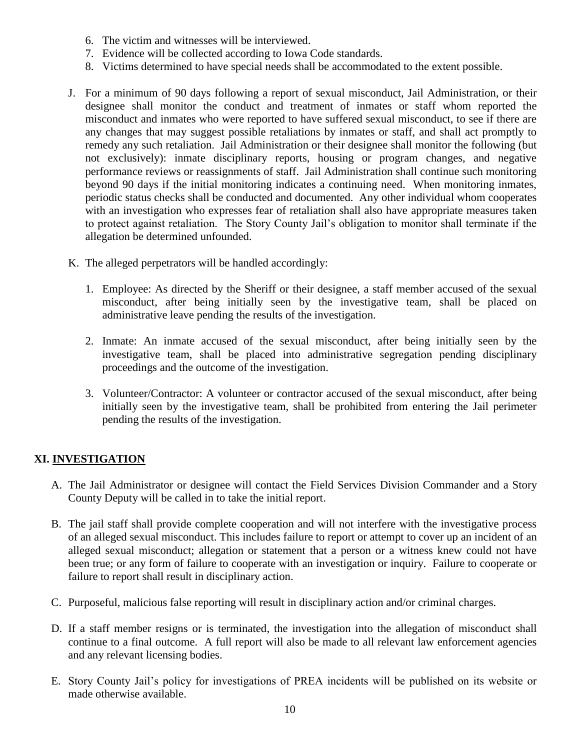6. The victim and witnesses will be interviewed.
7. Evidence will be collected according to Iowa Code standards.
8. Victims determined to have special needs shall be accommodated to the extent possible.

J. For a minimum of 90 days following a report of sexual misconduct, Jail Administration, or their designee shall monitor the conduct and treatment of inmates or staff whom reported the misconduct and inmates who were reported to have suffered sexual misconduct, to see if there are any changes that may suggest possible retaliations by inmates or staff, and shall act promptly to remedy any such retaliation. Jail Administration or their designee shall monitor the following (but not exclusively): inmate disciplinary reports, housing or program changes, and negative performance reviews or reassignments of staff. Jail Administration shall continue such monitoring beyond 90 days if the initial monitoring indicates a continuing need. When monitoring inmates, periodic status checks shall be conducted and documented. Any other individual whom cooperates with an investigation who expresses fear of retaliation shall also have appropriate measures taken to protect against retaliation. The Story County Jail's obligation to monitor shall terminate if the allegation be determined unfounded.

K. The alleged perpetrators will be handled accordingly:

   1. Employee: As directed by the Sheriff or their designee, a staff member accused of the sexual misconduct, after being initially seen by the investigative team, shall be placed on administrative leave pending the results of the investigation.

   2. Inmate: An inmate accused of the sexual misconduct, after being initially seen by the investigative team, shall be placed into administrative segregation pending disciplinary proceedings and the outcome of the investigation.

   3. Volunteer/Contractor: A volunteer or contractor accused of the sexual misconduct, after being initially seen by the investigative team, shall be prohibited from entering the Jail perimeter pending the results of the investigation.

## XI. INVESTIGATION

A. The Jail Administrator or designee will contact the Field Services Division Commander and a Story County Deputy will be called in to take the initial report.

B. The jail staff shall provide complete cooperation and will not interfere with the investigative process of an alleged sexual misconduct. This includes failure to report or attempt to cover up an incident of an alleged sexual misconduct; allegation or statement that a person or a witness knew could not have been true; or any form of failure to cooperate with an investigation or inquiry. Failure to cooperate or failure to report shall result in disciplinary action.

C. Purposeful, malicious false reporting will result in disciplinary action and/or criminal charges.

D. If a staff member resigns or is terminated, the investigation into the allegation of misconduct shall continue to a final outcome. A full report will also be made to all relevant law enforcement agencies and any relevant licensing bodies.

E. Story County Jail's policy for investigations of PREA incidents will be published on its website or made otherwise available.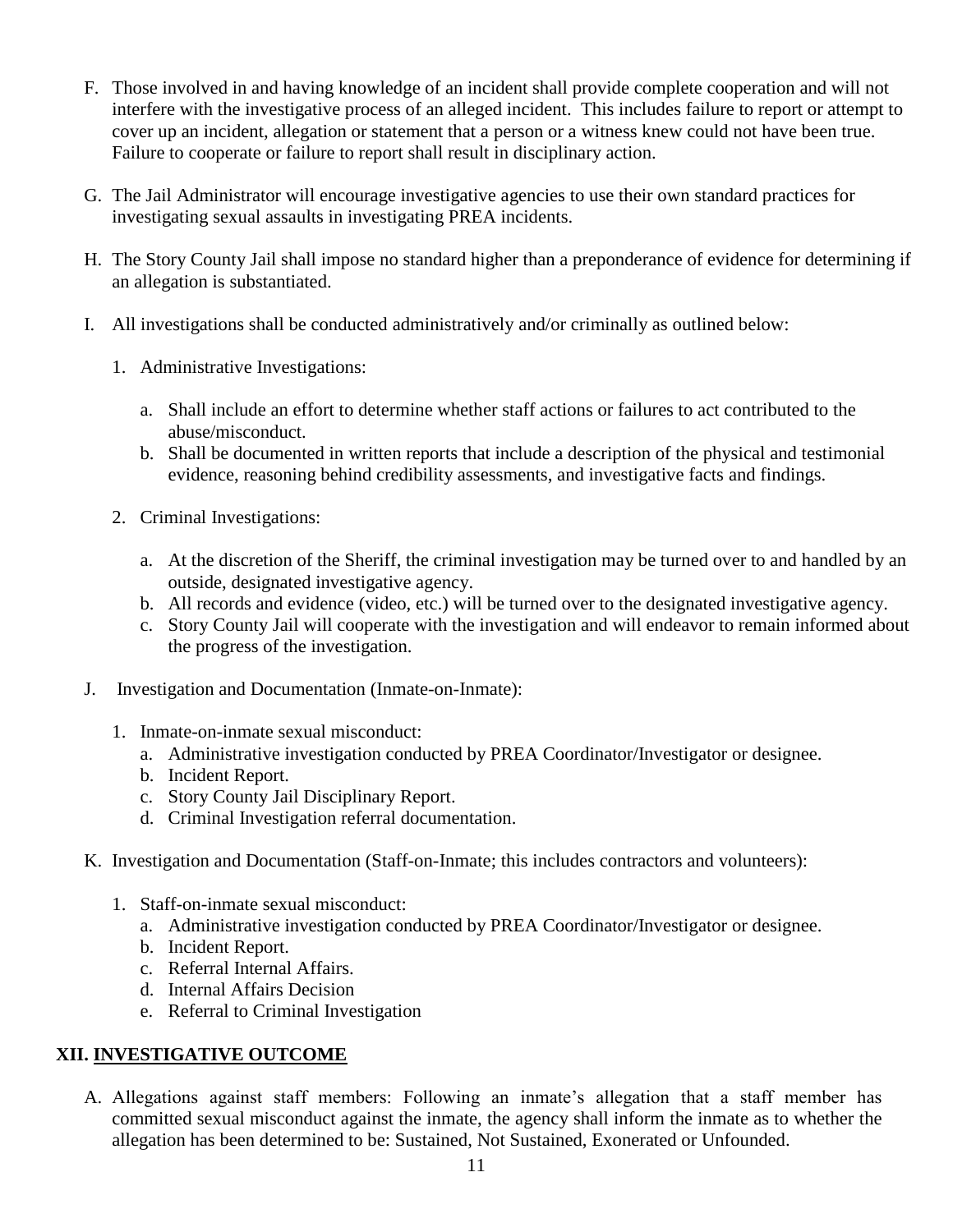F. Those involved in and having knowledge of an incident shall provide complete cooperation and will not interfere with the investigative process of an alleged incident. This includes failure to report or attempt to cover up an incident, allegation or statement that a person or a witness knew could not have been true. Failure to cooperate or failure to report shall result in disciplinary action.

G. The Jail Administrator will encourage investigative agencies to use their own standard practices for investigating sexual assaults in investigating PREA incidents.

H. The Story County Jail shall impose no standard higher than a preponderance of evidence for determining if an allegation is substantiated.

I. All investigations shall be conducted administratively and/or criminally as outlined below:

   1. Administrative Investigations:

      a. Shall include an effort to determine whether staff actions or failures to act contributed to the abuse/misconduct.
      b. Shall be documented in written reports that include a description of the physical and testimonial evidence, reasoning behind credibility assessments, and investigative facts and findings.

   2. Criminal Investigations:

      a. At the discretion of the Sheriff, the criminal investigation may be turned over to and handled by an outside, designated investigative agency.
      b. All records and evidence (video, etc.) will be turned over to the designated investigative agency.
      c. Story County Jail will cooperate with the investigation and will endeavor to remain informed about the progress of the investigation.

J. Investigation and Documentation (Inmate-on-Inmate):

   1. Inmate-on-inmate sexual misconduct:
      a. Administrative investigation conducted by PREA Coordinator/Investigator or designee.
      b. Incident Report.
      c. Story County Jail Disciplinary Report.
      d. Criminal Investigation referral documentation.

K. Investigation and Documentation (Staff-on-Inmate; this includes contractors and volunteers):

   1. Staff-on-inmate sexual misconduct:
      a. Administrative investigation conducted by PREA Coordinator/Investigator or designee.
      b. Incident Report.
      c. Referral Internal Affairs.
      d. Internal Affairs Decision
      e. Referral to Criminal Investigation

## XII. INVESTIGATIVE OUTCOME

A. Allegations against staff members: Following an inmate's allegation that a staff member has committed sexual misconduct against the inmate, the agency shall inform the inmate as to whether the allegation has been determined to be: Sustained, Not Sustained, Exonerated or Unfounded.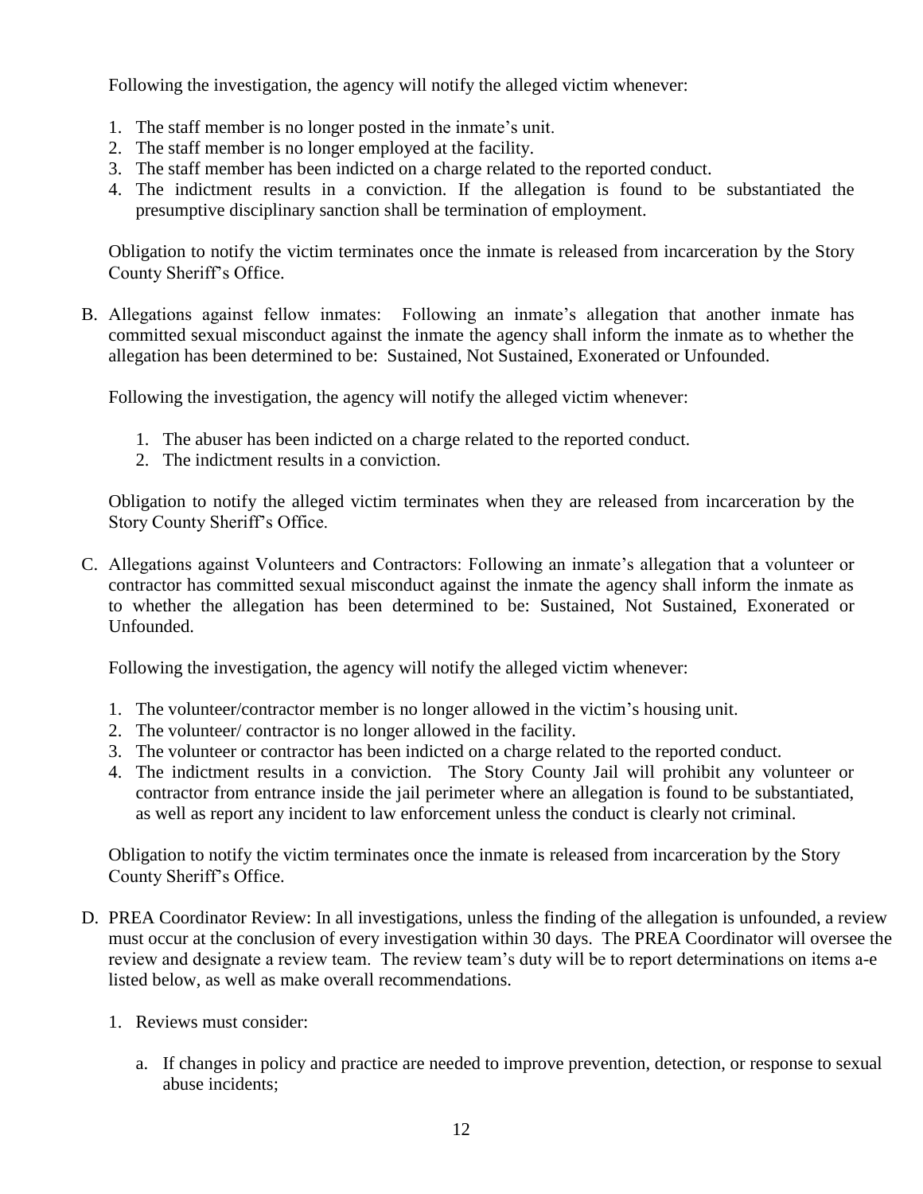Following the investigation, the agency will notify the alleged victim whenever:

1. The staff member is no longer posted in the inmate's unit.
2. The staff member is no longer employed at the facility.
3. The staff member has been indicted on a charge related to the reported conduct.
4. The indictment results in a conviction. If the allegation is found to be substantiated the presumptive disciplinary sanction shall be termination of employment.

Obligation to notify the victim terminates once the inmate is released from incarceration by the Story County Sheriff's Office.

B. Allegations against fellow inmates: Following an inmate's allegation that another inmate has committed sexual misconduct against the inmate the agency shall inform the inmate as to whether the allegation has been determined to be: Sustained, Not Sustained, Exonerated or Unfounded.

   Following the investigation, the agency will notify the alleged victim whenever:

   1. The abuser has been indicted on a charge related to the reported conduct.
   2. The indictment results in a conviction.

   Obligation to notify the alleged victim terminates when they are released from incarceration by the Story County Sheriff's Office.

C. Allegations against Volunteers and Contractors: Following an inmate's allegation that a volunteer or contractor has committed sexual misconduct against the inmate the agency shall inform the inmate as to whether the allegation has been determined to be: Sustained, Not Sustained, Exonerated or Unfounded.

   Following the investigation, the agency will notify the alleged victim whenever:

   1. The volunteer/contractor member is no longer allowed in the victim's housing unit.
   2. The volunteer/ contractor is no longer allowed in the facility.
   3. The volunteer or contractor has been indicted on a charge related to the reported conduct.
   4. The indictment results in a conviction. The Story County Jail will prohibit any volunteer or contractor from entrance inside the jail perimeter where an allegation is found to be substantiated, as well as report any incident to law enforcement unless the conduct is clearly not criminal.

   Obligation to notify the victim terminates once the inmate is released from incarceration by the Story County Sheriff's Office.

D. PREA Coordinator Review: In all investigations, unless the finding of the allegation is unfounded, a review must occur at the conclusion of every investigation within 30 days. The PREA Coordinator will oversee the review and designate a review team. The review team's duty will be to report determinations on items a-e listed below, as well as make overall recommendations.

   1. Reviews must consider:

      a. If changes in policy and practice are needed to improve prevention, detection, or response to sexual abuse incidents;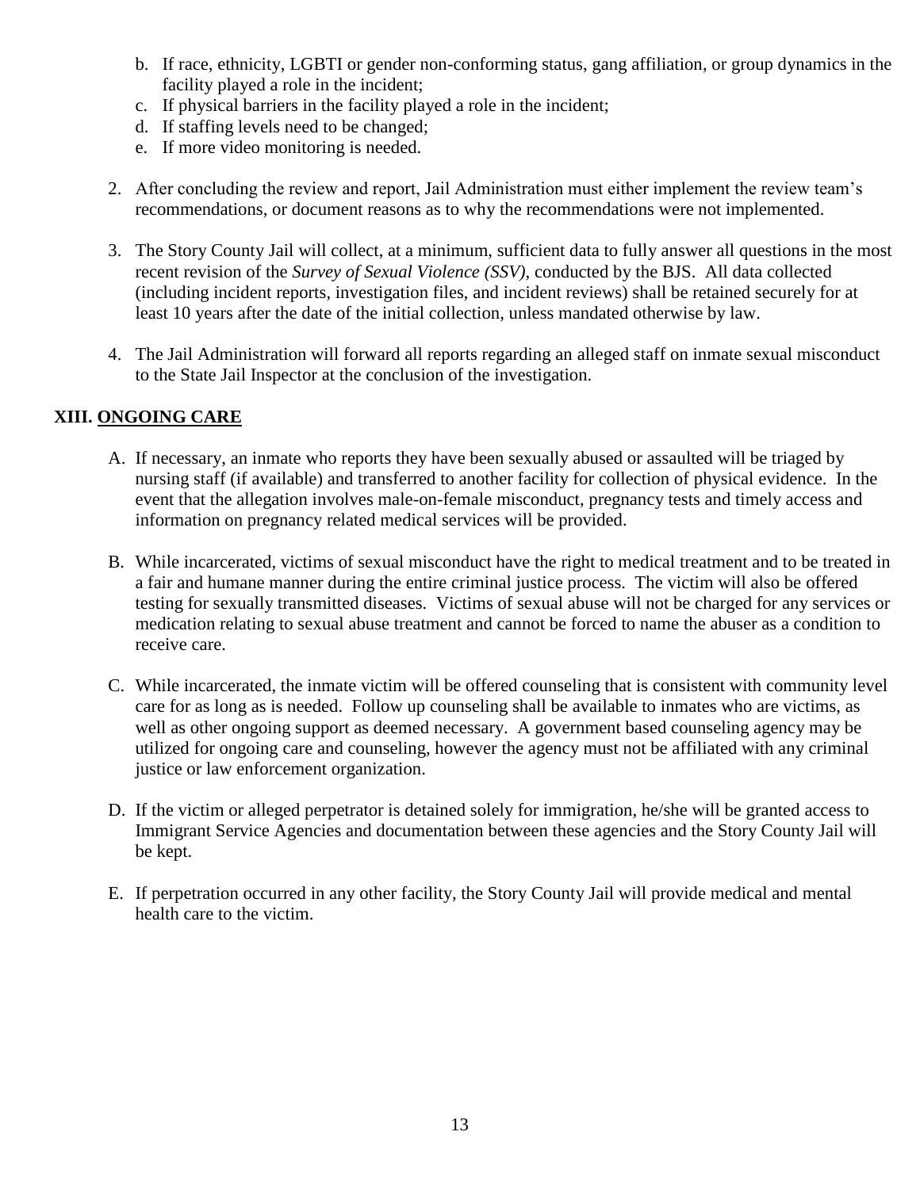b. If race, ethnicity, LGBTI or gender non-conforming status, gang affiliation, or group dynamics in the facility played a role in the incident;
c. If physical barriers in the facility played a role in the incident;
d. If staffing levels need to be changed;
e. If more video monitoring is needed.

2. After concluding the review and report, Jail Administration must either implement the review team's recommendations, or document reasons as to why the recommendations were not implemented.

3. The Story County Jail will collect, at a minimum, sufficient data to fully answer all questions in the most recent revision of the *Survey of Sexual Violence (SSV)*, conducted by the BJS. All data collected (including incident reports, investigation files, and incident reviews) shall be retained securely for at least 10 years after the date of the initial collection, unless mandated otherwise by law.

4. The Jail Administration will forward all reports regarding an alleged staff on inmate sexual misconduct to the State Jail Inspector at the conclusion of the investigation.

## XIII. ONGOING CARE

A. If necessary, an inmate who reports they have been sexually abused or assaulted will be triaged by nursing staff (if available) and transferred to another facility for collection of physical evidence. In the event that the allegation involves male-on-female misconduct, pregnancy tests and timely access and information on pregnancy related medical services will be provided.

B. While incarcerated, victims of sexual misconduct have the right to medical treatment and to be treated in a fair and humane manner during the entire criminal justice process. The victim will also be offered testing for sexually transmitted diseases. Victims of sexual abuse will not be charged for any services or medication relating to sexual abuse treatment and cannot be forced to name the abuser as a condition to receive care.

C. While incarcerated, the inmate victim will be offered counseling that is consistent with community level care for as long as is needed. Follow up counseling shall be available to inmates who are victims, as well as other ongoing support as deemed necessary. A government based counseling agency may be utilized for ongoing care and counseling, however the agency must not be affiliated with any criminal justice or law enforcement organization.

D. If the victim or alleged perpetrator is detained solely for immigration, he/she will be granted access to Immigrant Service Agencies and documentation between these agencies and the Story County Jail will be kept.

E. If perpetration occurred in any other facility, the Story County Jail will provide medical and mental health care to the victim.